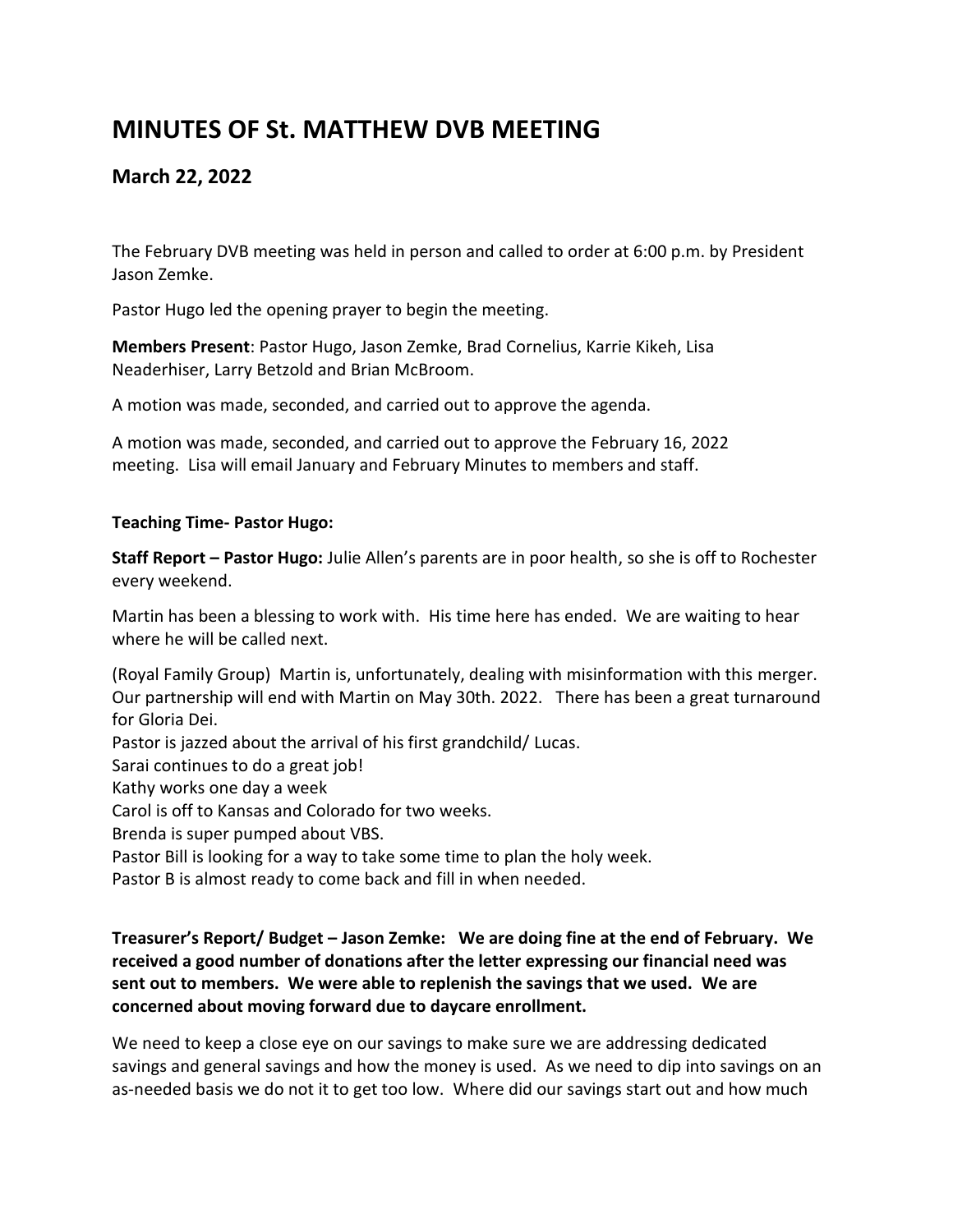# MINUTES OF St. MATTHEW DVB MEETING

## March 22, 2022

The February DVB meeting was held in person and called to order at 6:00 p.m. by President Jason Zemke.

Pastor Hugo led the opening prayer to begin the meeting.

**Members Present**: Pastor Hugo, Jason Zemke, Brad Cornelius, Karrie Kikeh, Lisa Neaderhiser, Larry Betzold and Brian McBroom.

A motion was made, seconded, and carried out to approve the agenda.

A motion was made, seconded, and carried out to approve the February 16, 2022 meeting. Lisa will email January and February Minutes to members and staff.

**Teaching Time- Pastor Hugo:**

**Staff Report – Pastor Hugo:** Julie Allen's parents are in poor health, so she is off to Rochester every weekend.

Martin has been a blessing to work with. His time here has ended. We are waiting to hear where he will be called next.

(Royal Family Group) Martin is, unfortunately, dealing with misinformation with this merger. Our partnership will end with Martin on May 30th. 2022. There has been a great turnaround for Gloria Dei.
Pastor is jazzed about the arrival of his first grandchild/ Lucas.
Sarai continues to do a great job!
Kathy works one day a week
Carol is off to Kansas and Colorado for two weeks.
Brenda is super pumped about VBS.
Pastor Bill is looking for a way to take some time to plan the holy week.
Pastor B is almost ready to come back and fill in when needed.

**Treasurer's Report/ Budget – Jason Zemke: We are doing fine at the end of February. We received a good number of donations after the letter expressing our financial need was sent out to members. We were able to replenish the savings that we used. We are concerned about moving forward due to daycare enrollment.**

We need to keep a close eye on our savings to make sure we are addressing dedicated savings and general savings and how the money is used. As we need to dip into savings on an as-needed basis we do not it to get too low. Where did our savings start out and how much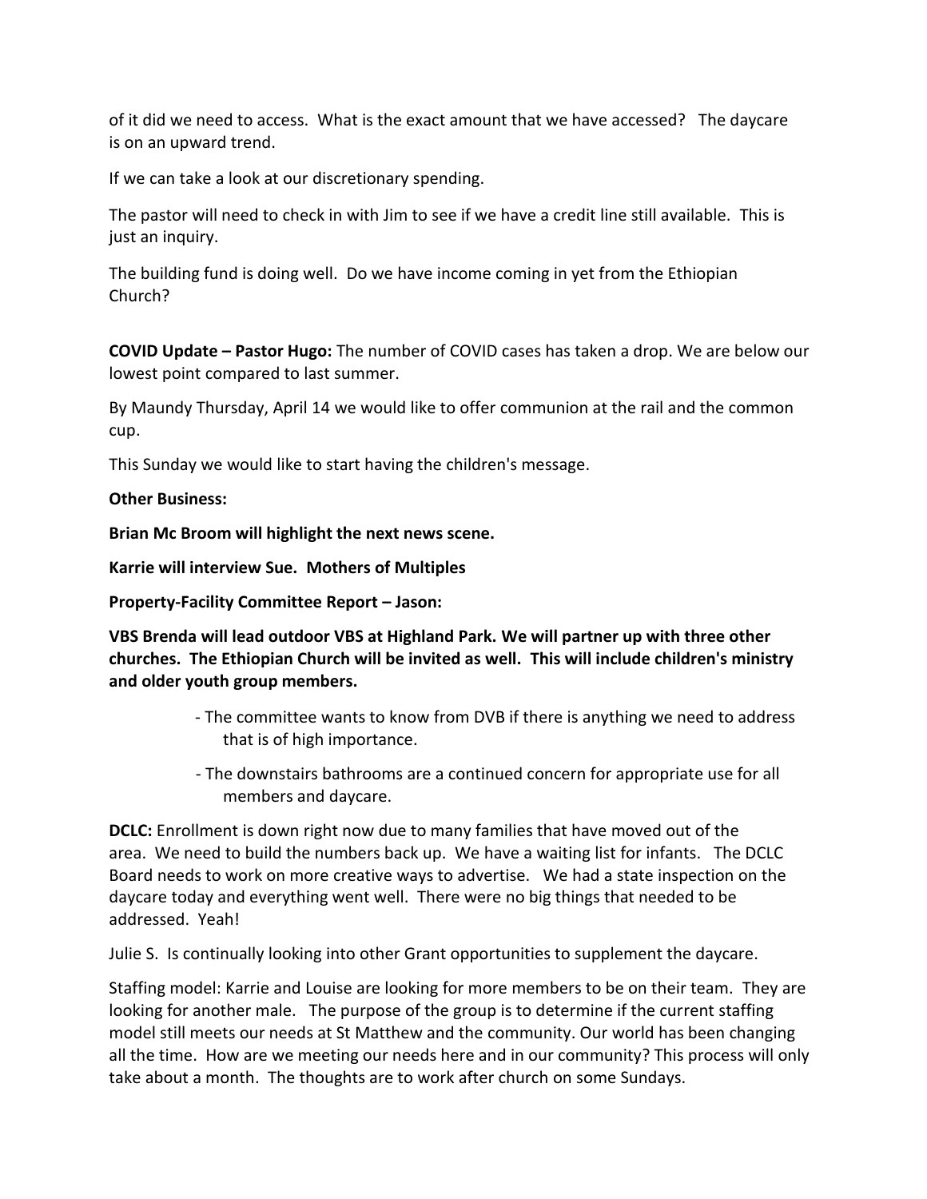of it did we need to access. What is the exact amount that we have accessed? The daycare is on an upward trend.

If we can take a look at our discretionary spending.

The pastor will need to check in with Jim to see if we have a credit line still available. This is just an inquiry.

The building fund is doing well. Do we have income coming in yet from the Ethiopian Church?

**COVID Update – Pastor Hugo:** The number of COVID cases has taken a drop. We are below our lowest point compared to last summer.

By Maundy Thursday, April 14 we would like to offer communion at the rail and the common cup.

This Sunday we would like to start having the children's message.

**Other Business:**

**Brian Mc Broom will highlight the next news scene.**

**Karrie will interview Sue. Mothers of Multiples**

**Property-Facility Committee Report – Jason:**

**VBS Brenda will lead outdoor VBS at Highland Park. We will partner up with three other churches. The Ethiopian Church will be invited as well. This will include children's ministry and older youth group members.**

- The committee wants to know from DVB if there is anything we need to address that is of high importance.
- The downstairs bathrooms are a continued concern for appropriate use for all members and daycare.

**DCLC:** Enrollment is down right now due to many families that have moved out of the area. We need to build the numbers back up. We have a waiting list for infants. The DCLC Board needs to work on more creative ways to advertise. We had a state inspection on the daycare today and everything went well. There were no big things that needed to be addressed. Yeah!

Julie S. Is continually looking into other Grant opportunities to supplement the daycare.

Staffing model: Karrie and Louise are looking for more members to be on their team. They are looking for another male. The purpose of the group is to determine if the current staffing model still meets our needs at St Matthew and the community. Our world has been changing all the time. How are we meeting our needs here and in our community? This process will only take about a month. The thoughts are to work after church on some Sundays.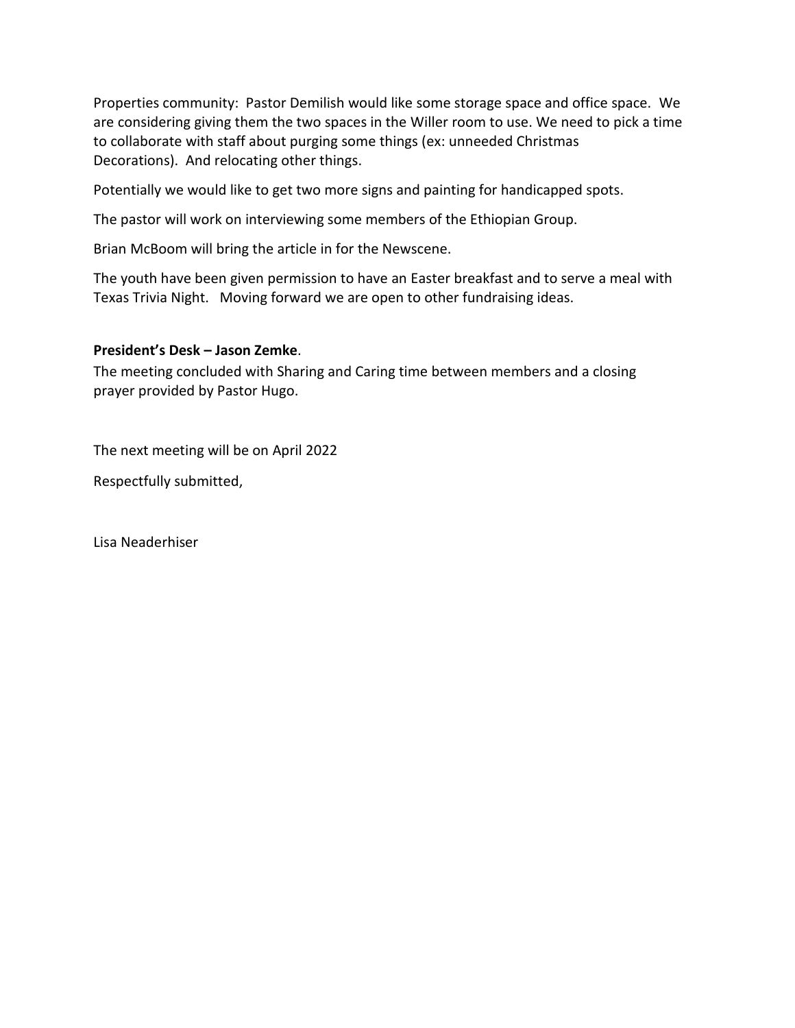Properties community: Pastor Demilish would like some storage space and office space. We are considering giving them the two spaces in the Willer room to use. We need to pick a time to collaborate with staff about purging some things (ex: unneeded Christmas Decorations). And relocating other things.

Potentially we would like to get two more signs and painting for handicapped spots.

The pastor will work on interviewing some members of the Ethiopian Group.

Brian McBoom will bring the article in for the Newscene.

The youth have been given permission to have an Easter breakfast and to serve a meal with Texas Trivia Night. Moving forward we are open to other fundraising ideas.

**President's Desk – Jason Zemke**.

The meeting concluded with Sharing and Caring time between members and a closing prayer provided by Pastor Hugo.

The next meeting will be on April 2022

Respectfully submitted,

Lisa Neaderhiser